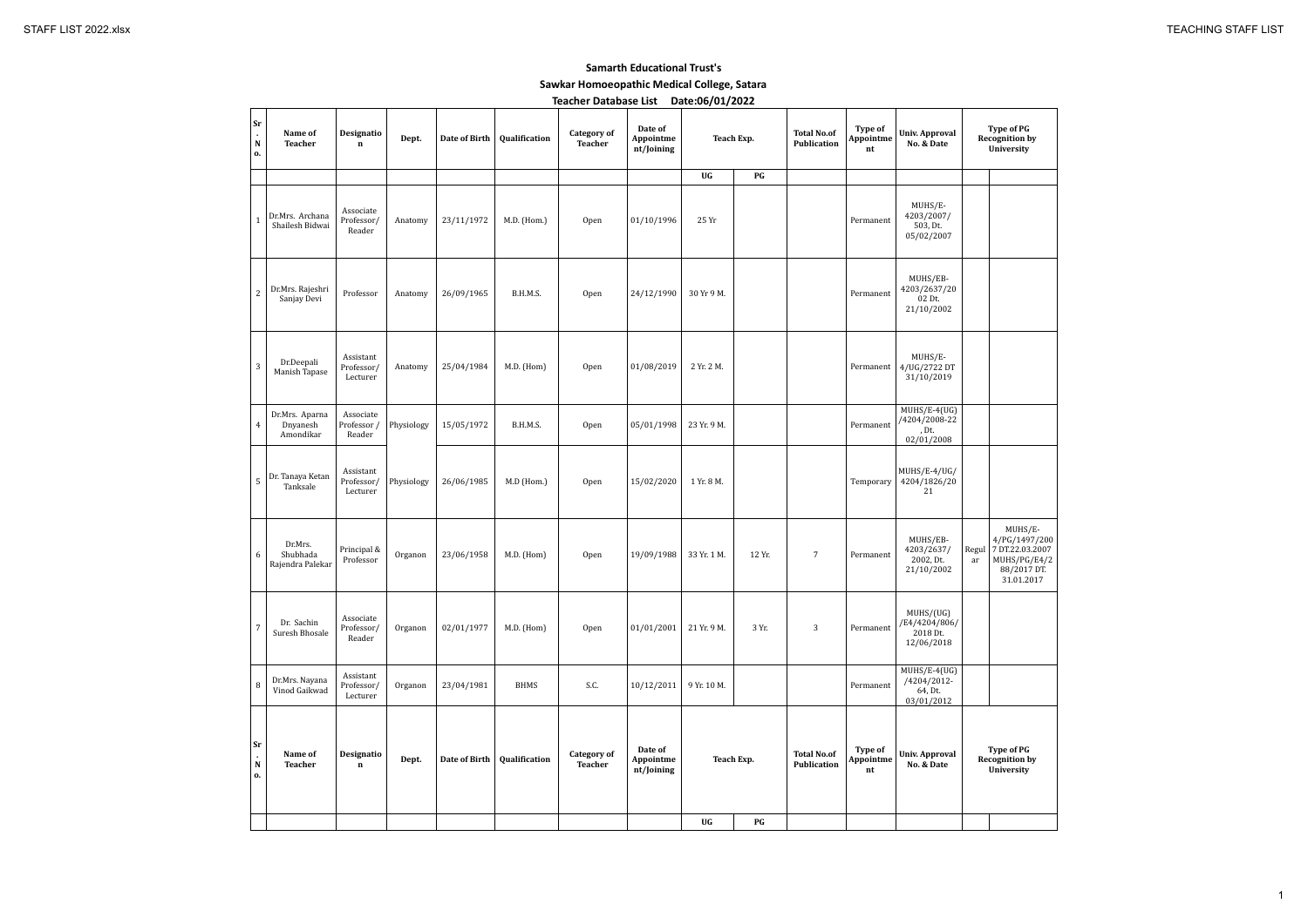**Samarth Educational Trust's**

**Sawkar Homoeopathic Medical College, Satara**

**Teacher Database List Date:06/01/2022**

| Sr. No. | Name of Teacher | Designation | Dept. | Date of Birth | Qualification | Category of Teacher | Date of Appointment/Joining | Teach Exp. | | Total No.of Publication | Type of Appointment | Univ. Approval No. & Date | Type of PG Recognition by University | |
|---|---|---|---|---|---|---|---|---|---|---|---|---|---|---|
| | | | | | | | | UG | PG | | | | | |
| 1 | Dr.Mrs. Archana Shailesh Bidwai | Associate Professor/ Reader | Anatomy | 23/11/1972 | M.D. (Hom.) | Open | 01/10/1996 | 25 Yr | | | Permanent | MUHS/E-4203/2007/ 503, Dt. 05/02/2007 | | |
| 2 | Dr.Mrs. Rajeshri Sanjay Devi | Professor | Anatomy | 26/09/1965 | B.H.M.S. | Open | 24/12/1990 | 30 Yr 9 M. | | | Permanent | MUHS/EB-4203/2637/2002 Dt. 21/10/2002 | | |
| 3 | Dr.Deepali Manish Tapase | Assistant Professor/ Lecturer | Anatomy | 25/04/1984 | M.D. (Hom) | Open | 01/08/2019 | 2 Yr. 2 M. | | | Permanent | MUHS/E-4/UG/2722 DT 31/10/2019 | | |
| 4 | Dr.Mrs. Aparna Dnyanesh Amondikar | Associate Professor / Reader | Physiology | 15/05/1972 | B.H.M.S. | Open | 05/01/1998 | 23 Yr. 9 M. | | | Permanent | MUHS/E-4(UG) /4204/2008-22 , Dt. 02/01/2008 | | |
| 5 | Dr. Tanaya Ketan Tanksale | Assistant Professor/ Lecturer | Physiology | 26/06/1985 | M.D (Hom.) | Open | 15/02/2020 | 1 Yr. 8 M. | | | Temporary | MUHS/E-4/UG/ 4204/1826/2021 | | |
| 6 | Dr.Mrs. Shubhada Rajendra Palekar | Principal & Professor | Organon | 23/06/1958 | M.D. (Hom) | Open | 19/09/1988 | 33 Yr. 1 M. | 12 Yr. | 7 | Permanent | MUHS/EB-4203/2637/ 2002, Dt. 21/10/2002 | Regular | MUHS/E-4/PG/1497/2007 DT.22.03.2007 MUHS/PG/E4/288/2017 DT. 31.01.2017 |
| 7 | Dr. Sachin Suresh Bhosale | Associate Professor/ Reader | Organon | 02/01/1977 | M.D. (Hom) | Open | 01/01/2001 | 21 Yr. 9 M. | 3 Yr. | 3 | Permanent | MUHS/(UG) /E4/4204/806/ 2018 Dt. 12/06/2018 | | |
| 8 | Dr.Mrs. Nayana Vinod Gaikwad | Assistant Professor/ Lecturer | Organon | 23/04/1981 | BHMS | S.C. | 10/12/2011 | 9 Yr. 10 M. | | | Permanent | MUHS/E-4(UG) /4204/2012-64, Dt. 03/01/2012 | | |
| Sr. No. | Name of Teacher | Designation | Dept. | Date of Birth | Qualification | Category of Teacher | Date of Appointment/Joining | Teach Exp. | | Total No.of Publication | Type of Appointment | Univ. Approval No. & Date | Type of PG Recognition by University | |
| | | | | | | | | UG | PG | | | | | |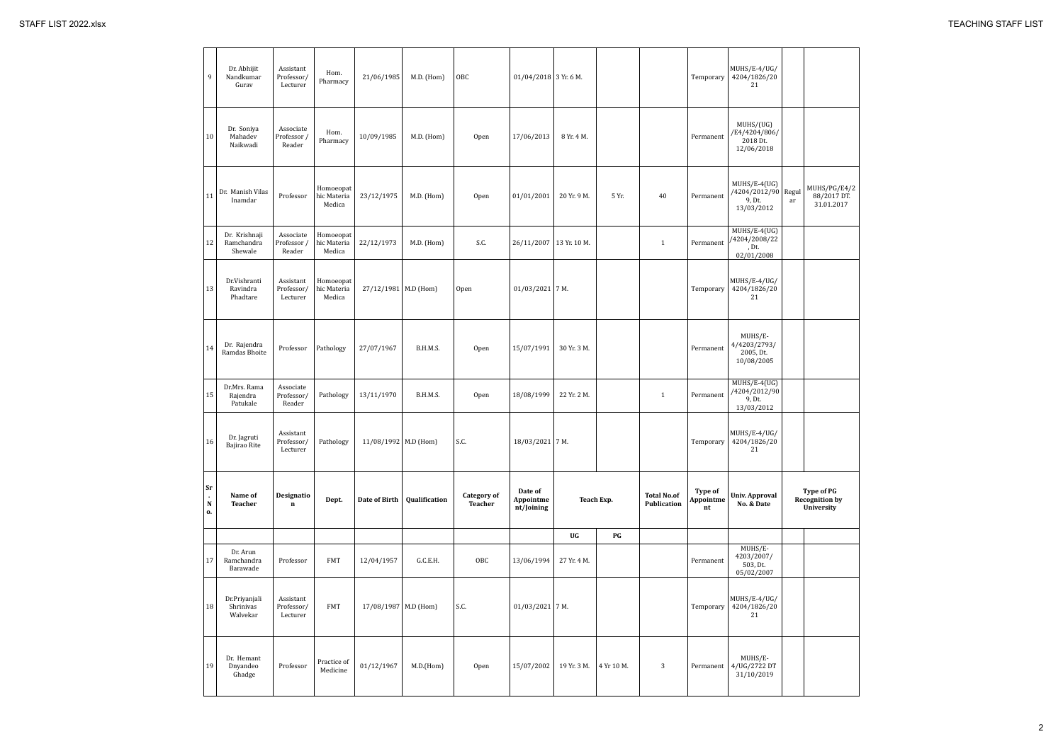| 9 | Dr. Abhijit Nandkumar Gurav | Assistant Professor/ Lecturer | Hom. Pharmacy | 21/06/1985 | M.D. (Hom) | OBC | 01/04/2018 | 3 Yr. 6 M. | | | Temporary | MUHS/E-4/UG/ 4204/1826/20 21 | | |
|---|---|---|---|---|---|---|---|---|---|---|---|---|---|---|
| 10 | Dr. Soniya Mahadev Naikwadi | Associate Professor / Reader | Hom. Pharmacy | 10/09/1985 | M.D. (Hom) | Open | 17/06/2013 | 8 Yr. 4 M. | | | Permanent | MUHS/(UG) /E4/4204/806/ 2018 Dt. 12/06/2018 | | |
| 11 | Dr. Manish Vilas Inamdar | Professor | Homoeopathic Materia Medica | 23/12/1975 | M.D. (Hom) | Open | 01/01/2001 | 20 Yr. 9 M. | 5 Yr. | 40 | Permanent | MUHS/E-4(UG) /4204/2012/90 9, Dt. 13/03/2012 | Regular | MUHS/PG/E4/2 88/2017 DT. 31.01.2017 |
| 12 | Dr. Krishnaji Ramchandra Shewale | Associate Professor / Reader | Homoeopathic Materia Medica | 22/12/1973 | M.D. (Hom) | S.C. | 26/11/2007 | 13 Yr. 10 M. | | 1 | Permanent | MUHS/E-4(UG) /4204/2008/22 , Dt. 02/01/2008 | | |
| 13 | Dr.Vishranti Ravindra Phadtare | Assistant Professor/ Lecturer | Homoeopathic Materia Medica | 27/12/1981 | M.D (Hom) | Open | 01/03/2021 | 7 M. | | | Temporary | MUHS/E-4/UG/ 4204/1826/20 21 | | |
| 14 | Dr. Rajendra Ramdas Bhoite | Professor | Pathology | 27/07/1967 | B.H.M.S. | Open | 15/07/1991 | 30 Yr. 3 M. | | | Permanent | MUHS/E-4/4203/2793/ 2005, Dt. 10/08/2005 | | |
| 15 | Dr.Mrs. Rama Rajendra Patukale | Associate Professor/ Reader | Pathology | 13/11/1970 | B.H.M.S. | Open | 18/08/1999 | 22 Yr. 2 M. | | 1 | Permanent | MUHS/E-4(UG) /4204/2012/90 9, Dt. 13/03/2012 | | |
| 16 | Dr. Jagruti Bajirao Rite | Assistant Professor/ Lecturer | Pathology | 11/08/1992 | M.D (Hom) | S.C. | 18/03/2021 | 7 M. | | | Temporary | MUHS/E-4/UG/ 4204/1826/20 21 | | |
| **Sr. No.** | **Name of Teacher** | **Designation** | **Dept.** | **Date of Birth** | **Qualification** | **Category of Teacher** | **Date of Appointment/Joining** | **Teach Exp.** | | **Total No.of Publication** | **Type of Appointment** | **Univ. Approval No. & Date** | **Type of PG Recognition by University** | |
| | | | | | | | | **UG** | **PG** | | | | | |
| 17 | Dr. Arun Ramchandra Barawade | Professor | FMT | 12/04/1957 | G.C.E.H. | OBC | 13/06/1994 | 27 Yr. 4 M. | | | Permanent | MUHS/E-4203/2007/ 503, Dt. 05/02/2007 | | |
| 18 | Dr.Priyanjali Shrinivas Walvekar | Assistant Professor/ Lecturer | FMT | 17/08/1987 | M.D (Hom) | S.C. | 01/03/2021 | 7 M. | | | Temporary | MUHS/E-4/UG/ 4204/1826/20 21 | | |
| 19 | Dr. Hemant Dnyandeo Ghadge | Professor | Practice of Medicine | 01/12/1967 | M.D.(Hom) | Open | 15/07/2002 | 19 Yr. 3 M. | 4 Yr 10 M. | 3 | Permanent | MUHS/E-4/UG/2722 DT 31/10/2019 | | |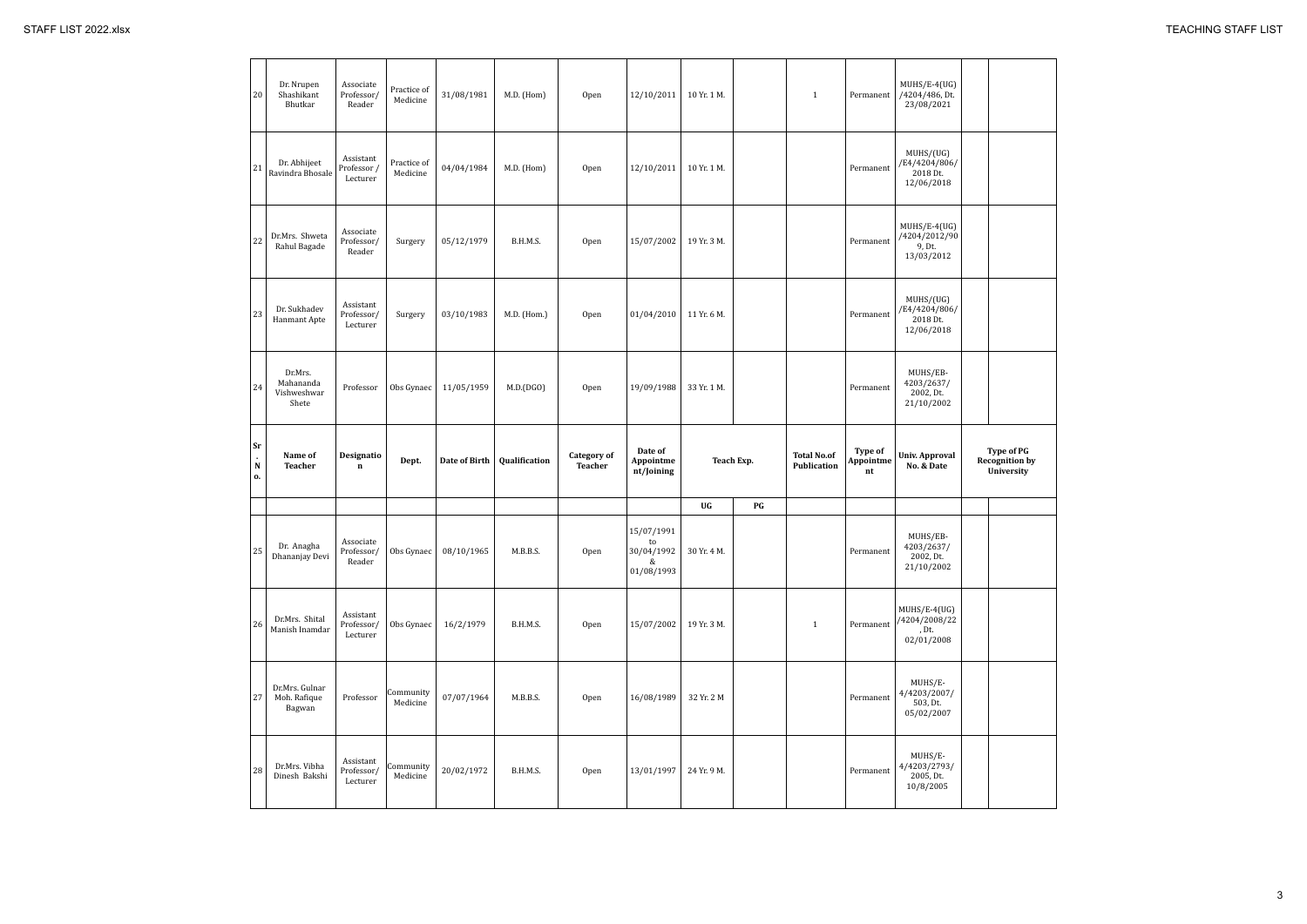| 20 | Dr. Nrupen Shashikant Bhutkar | Associate Professor/ Reader | Practice of Medicine | 31/08/1981 | M.D. (Hom) | Open | 12/10/2011 | 10 Yr. 1 M. | | 1 | Permanent | MUHS/E-4(UG) /4204/486, Dt. 23/08/2021 | | |
|---|---|---|---|---|---|---|---|---|---|---|---|---|---|---|
| 21 | Dr. Abhijeet Ravindra Bhosale | Assistant Professor / Lecturer | Practice of Medicine | 04/04/1984 | M.D. (Hom) | Open | 12/10/2011 | 10 Yr. 1 M. | | | Permanent | MUHS/(UG) /E4/4204/806/ 2018 Dt. 12/06/2018 | | |
| 22 | Dr.Mrs. Shweta Rahul Bagade | Associate Professor/ Reader | Surgery | 05/12/1979 | B.H.M.S. | Open | 15/07/2002 | 19 Yr. 3 M. | | | Permanent | MUHS/E-4(UG) /4204/2012/90 9, Dt. 13/03/2012 | | |
| 23 | Dr. Sukhadev Hanmant Apte | Assistant Professor/ Lecturer | Surgery | 03/10/1983 | M.D. (Hom.) | Open | 01/04/2010 | 11 Yr. 6 M. | | | Permanent | MUHS/(UG) /E4/4204/806/ 2018 Dt. 12/06/2018 | | |
| 24 | Dr.Mrs. Mahananda Vishweshwar Shete | Professor | Obs Gynaec | 11/05/1959 | M.D.(DGO) | Open | 19/09/1988 | 33 Yr. 1 M. | | | Permanent | MUHS/EB-4203/2637/ 2002, Dt. 21/10/2002 | | |
| **Sr. No.** | **Name of Teacher** | **Designation** | **Dept.** | **Date of Birth** | **Qualification** | **Category of Teacher** | **Date of Appointment/Joining** | **Teach Exp.** | | **Total No.of Publication** | **Type of Appointment** | **Univ. Approval No. & Date** | **Type of PG Recognition by University** | |
| | | | | | | | | **UG** | **PG** | | | | | |
| 25 | Dr. Anagha Dhananjay Devi | Associate Professor/ Reader | Obs Gynaec | 08/10/1965 | M.B.B.S. | Open | 15/07/1991 to 30/04/1992 & 01/08/1993 | 30 Yr. 4 M. | | | Permanent | MUHS/EB-4203/2637/ 2002, Dt. 21/10/2002 | | |
| 26 | Dr.Mrs. Shital Manish Inamdar | Assistant Professor/ Lecturer | Obs Gynaec | 16/2/1979 | B.H.M.S. | Open | 15/07/2002 | 19 Yr. 3 M. | | 1 | Permanent | MUHS/E-4(UG) /4204/2008/22 , Dt. 02/01/2008 | | |
| 27 | Dr.Mrs. Gulnar Moh. Rafique Bagwan | Professor | Community Medicine | 07/07/1964 | M.B.B.S. | Open | 16/08/1989 | 32 Yr. 2 M | | | Permanent | MUHS/E-4/4203/2007/ 503, Dt. 05/02/2007 | | |
| 28 | Dr.Mrs. Vibha Dinesh Bakshi | Assistant Professor/ Lecturer | Community Medicine | 20/02/1972 | B.H.M.S. | Open | 13/01/1997 | 24 Yr. 9 M. | | | Permanent | MUHS/E-4/4203/2793/ 2005, Dt. 10/8/2005 | | |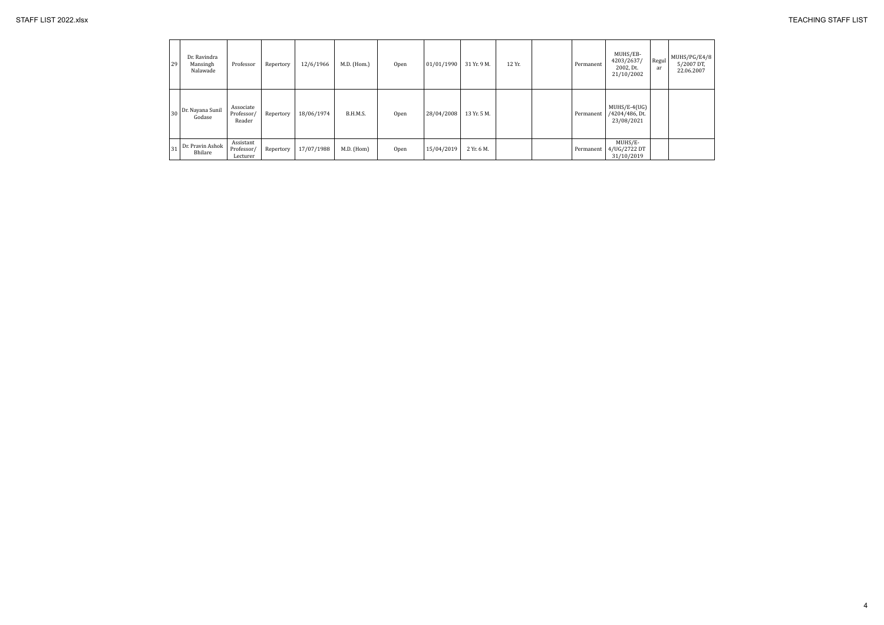| | | | | | | | | | | | | | | |
|---|---|---|---|---|---|---|---|---|---|---|---|---|---|---|
| 29 | Dr. Ravindra Mansingh Nalawade | Professor | Repertory | 12/6/1966 | M.D. (Hom.) | Open | 01/01/1990 | 31 Yr. 9 M. | 12 Yr. | | Permanent | MUHS/EB-4203/2637/ 2002, Dt. 21/10/2002 | Regular | MUHS/PG/E4/85/2007 DT, 22.06.2007 |
| 30 | Dr. Nayana Sunil Godase | Associate Professor/ Reader | Repertory | 18/06/1974 | B.H.M.S. | Open | 28/04/2008 | 13 Yr. 5 M. | | | Permanent | MUHS/E-4(UG) /4204/486, Dt. 23/08/2021 | | |
| 31 | Dr. Pravin Ashok Bhilare | Assistant Professor/ Lecturer | Repertory | 17/07/1988 | M.D. (Hom) | Open | 15/04/2019 | 2 Yr. 6 M. | | | Permanent | MUHS/E-4/UG/2722 DT 31/10/2019 | | |